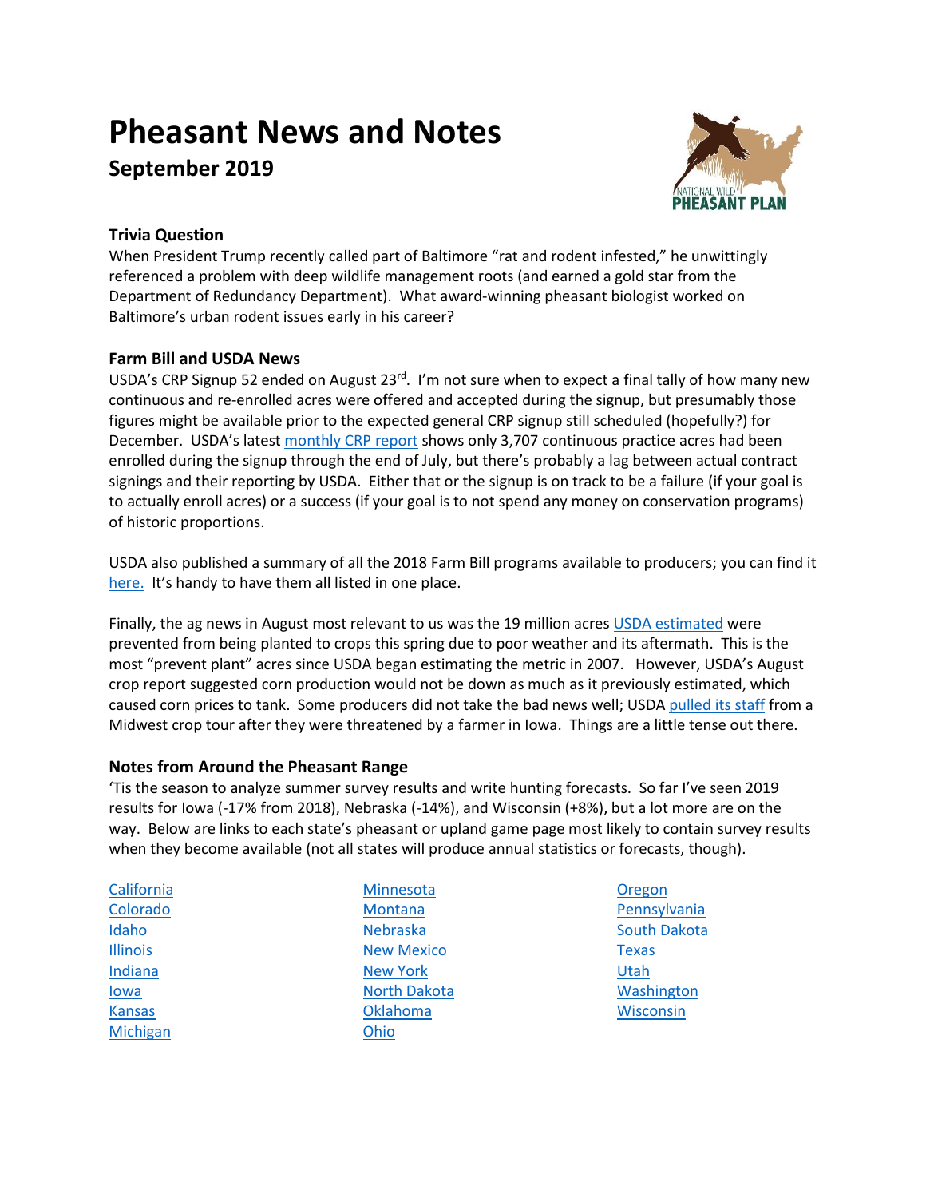# Pheasant News and Notes

## September 2019

### Trivia Question

When President Trump recently called part of Baltimore "rat and rodent infested," he unwittingly referenced a problem with deep wildlife management roots (and earned a gold star from the Department of Redundancy Department). What award-winning pheasant biologist worked on Baltimore's urban rodent issues early in his career?

### Farm Bill and USDA News

USDA's CRP Signup 52 ended on August 23rd. I'm not sure when to expect a final tally of how many new continuous and re-enrolled acres were offered and accepted during the signup, but presumably those figures might be available prior to the expected general CRP signup still scheduled (hopefully?) for December. USDA's latest monthly CRP report shows only 3,707 continuous practice acres had been enrolled during the signup through the end of July, but there's probably a lag between actual contract signings and their reporting by USDA. Either that or the signup is on track to be a failure (if your goal is to actually enroll acres) or a success (if your goal is to not spend any money on conservation programs) of historic proportions.

USDA also published a summary of all the 2018 Farm Bill programs available to producers; you can find it here. It's handy to have them all listed in one place.

Finally, the ag news in August most relevant to us was the 19 million acres USDA estimated were prevented from being planted to crops this spring due to poor weather and its aftermath. This is the most "prevent plant" acres since USDA began estimating the metric in 2007. However, USDA's August crop report suggested corn production would not be down as much as it previously estimated, which caused corn prices to tank. Some producers did not take the bad news well; USDA pulled its staff from a Midwest crop tour after they were threatened by a farmer in Iowa. Things are a little tense out there.

### Notes from Around the Pheasant Range

'Tis the season to analyze summer survey results and write hunting forecasts. So far I've seen 2019 results for Iowa (-17% from 2018), Nebraska (-14%), and Wisconsin (+8%), but a lot more are on the way. Below are links to each state's pheasant or upland game page most likely to contain survey results when they become available (not all states will produce annual statistics or forecasts, though).

- California
- Colorado
- Idaho
- Illinois
- Indiana
- Iowa
- Kansas
- Michigan
- Minnesota
- Montana
- Nebraska
- New Mexico
- New York
- North Dakota
- Oklahoma
- Ohio
- Oregon
- Pennsylvania
- South Dakota
- Texas
- Utah
- Washington
- Wisconsin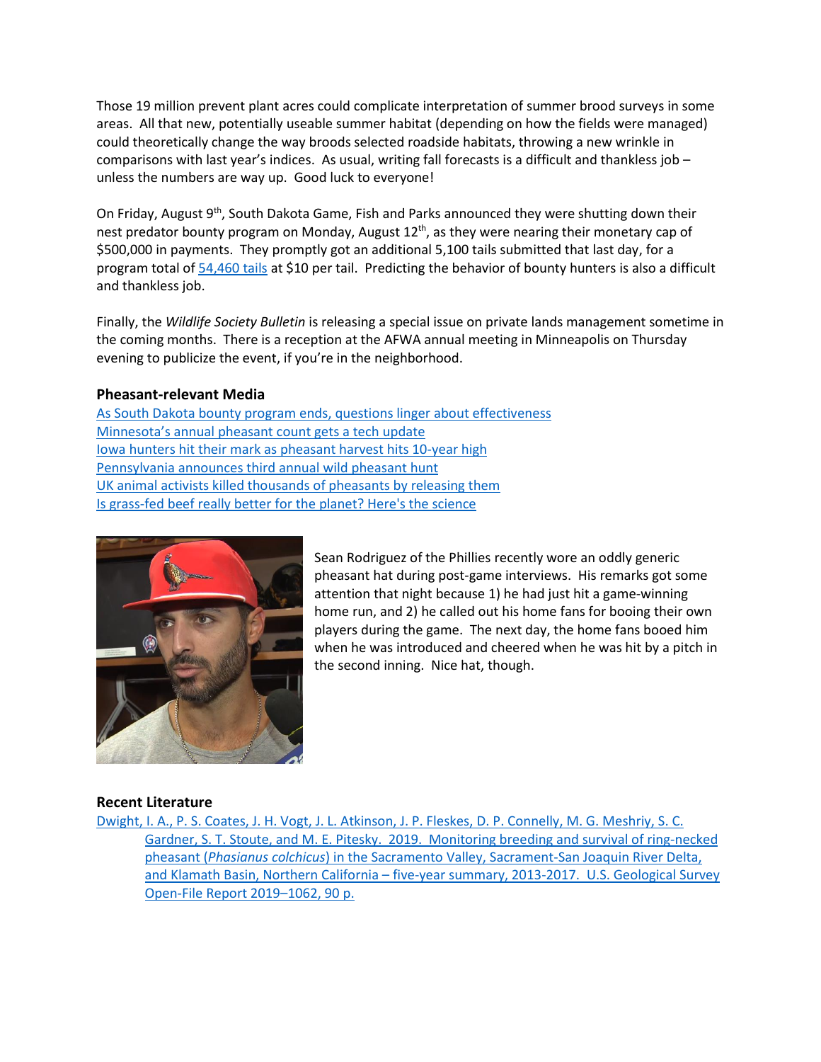Those 19 million prevent plant acres could complicate interpretation of summer brood surveys in some areas. All that new, potentially useable summer habitat (depending on how the fields were managed) could theoretically change the way broods selected roadside habitats, throwing a new wrinkle in comparisons with last year's indices. As usual, writing fall forecasts is a difficult and thankless job – unless the numbers are way up. Good luck to everyone!

On Friday, August 9th, South Dakota Game, Fish and Parks announced they were shutting down their nest predator bounty program on Monday, August 12th, as they were nearing their monetary cap of $500,000 in payments. They promptly got an additional 5,100 tails submitted that last day, for a program total of 54,460 tails at $10 per tail. Predicting the behavior of bounty hunters is also a difficult and thankless job.

Finally, the *Wildlife Society Bulletin* is releasing a special issue on private lands management sometime in the coming months. There is a reception at the AFWA annual meeting in Minneapolis on Thursday evening to publicize the event, if you're in the neighborhood.

### Pheasant-relevant Media

As South Dakota bounty program ends, questions linger about effectiveness
Minnesota's annual pheasant count gets a tech update
Iowa hunters hit their mark as pheasant harvest hits 10-year high
Pennsylvania announces third annual wild pheasant hunt
UK animal activists killed thousands of pheasants by releasing them
Is grass-fed beef really better for the planet? Here's the science

Sean Rodriguez of the Phillies recently wore an oddly generic pheasant hat during post-game interviews. His remarks got some attention that night because 1) he had just hit a game-winning home run, and 2) he called out his home fans for booing their own players during the game. The next day, the home fans booed him when he was introduced and cheered when he was hit by a pitch in the second inning. Nice hat, though.

### Recent Literature

Dwight, I. A., P. S. Coates, J. H. Vogt, J. L. Atkinson, J. P. Fleskes, D. P. Connelly, M. G. Meshriy, S. C. Gardner, S. T. Stoute, and M. E. Pitesky. 2019. Monitoring breeding and survival of ring-necked pheasant (*Phasianus colchicus*) in the Sacramento Valley, Sacrament-San Joaquin River Delta, and Klamath Basin, Northern California – five-year summary, 2013-2017. U.S. Geological Survey Open-File Report 2019–1062, 90 p.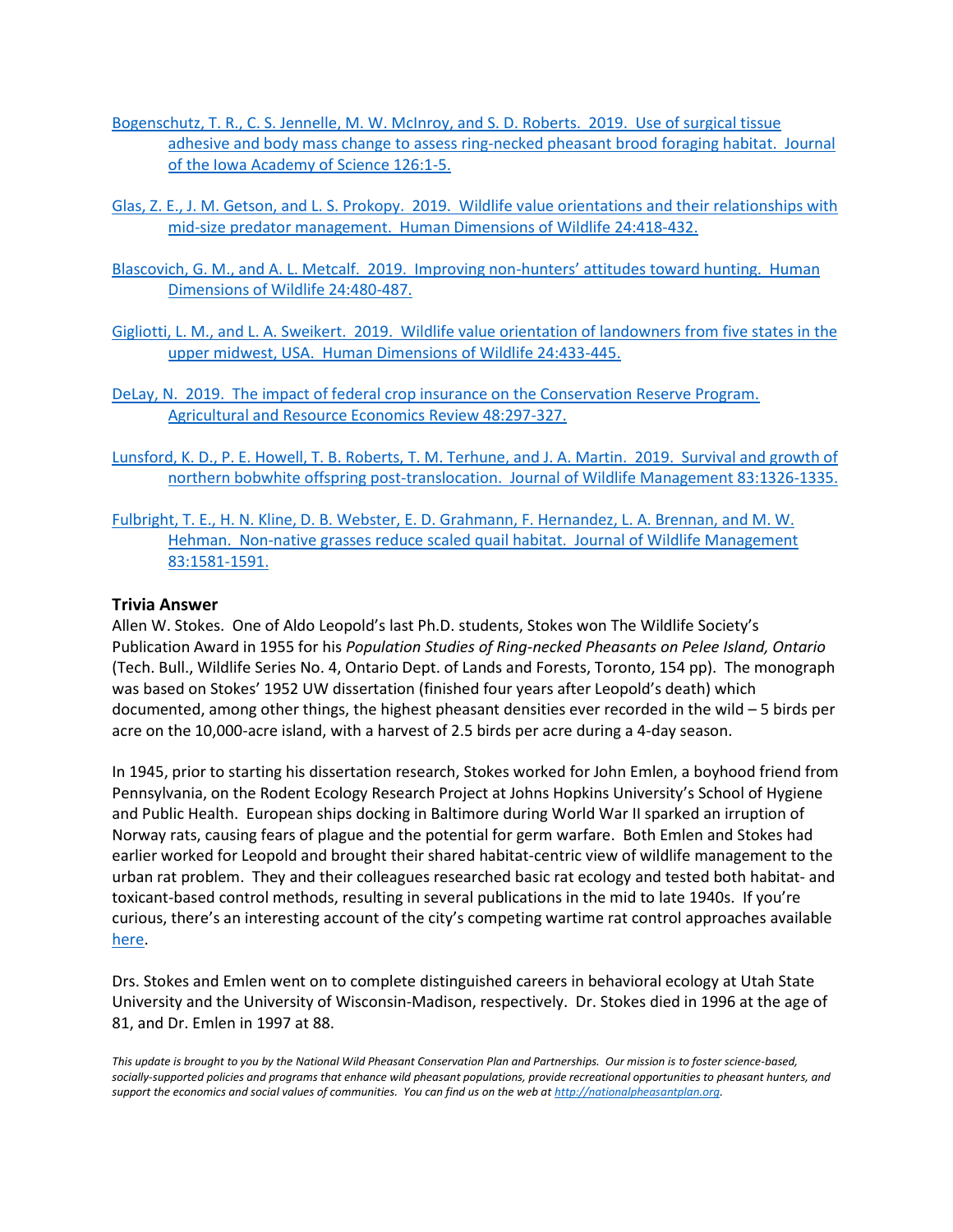Bogenschutz, T. R., C. S. Jennelle, M. W. McInroy, and S. D. Roberts. 2019. Use of surgical tissue adhesive and body mass change to assess ring-necked pheasant brood foraging habitat. Journal of the Iowa Academy of Science 126:1-5.

Glas, Z. E., J. M. Getson, and L. S. Prokopy. 2019. Wildlife value orientations and their relationships with mid-size predator management. Human Dimensions of Wildlife 24:418-432.

Blascovich, G. M., and A. L. Metcalf. 2019. Improving non-hunters' attitudes toward hunting. Human Dimensions of Wildlife 24:480-487.

Gigliotti, L. M., and L. A. Sweikert. 2019. Wildlife value orientation of landowners from five states in the upper midwest, USA. Human Dimensions of Wildlife 24:433-445.

DeLay, N. 2019. The impact of federal crop insurance on the Conservation Reserve Program. Agricultural and Resource Economics Review 48:297-327.

Lunsford, K. D., P. E. Howell, T. B. Roberts, T. M. Terhune, and J. A. Martin. 2019. Survival and growth of northern bobwhite offspring post-translocation. Journal of Wildlife Management 83:1326-1335.

Fulbright, T. E., H. N. Kline, D. B. Webster, E. D. Grahmann, F. Hernandez, L. A. Brennan, and M. W. Hehman. Non-native grasses reduce scaled quail habitat. Journal of Wildlife Management 83:1581-1591.

**Trivia Answer**

Allen W. Stokes. One of Aldo Leopold's last Ph.D. students, Stokes won The Wildlife Society's Publication Award in 1955 for his *Population Studies of Ring-necked Pheasants on Pelee Island, Ontario* (Tech. Bull., Wildlife Series No. 4, Ontario Dept. of Lands and Forests, Toronto, 154 pp). The monograph was based on Stokes' 1952 UW dissertation (finished four years after Leopold's death) which documented, among other things, the highest pheasant densities ever recorded in the wild – 5 birds per acre on the 10,000-acre island, with a harvest of 2.5 birds per acre during a 4-day season.

In 1945, prior to starting his dissertation research, Stokes worked for John Emlen, a boyhood friend from Pennsylvania, on the Rodent Ecology Research Project at Johns Hopkins University's School of Hygiene and Public Health. European ships docking in Baltimore during World War II sparked an irruption of Norway rats, causing fears of plague and the potential for germ warfare. Both Emlen and Stokes had earlier worked for Leopold and brought their shared habitat-centric view of wildlife management to the urban rat problem. They and their colleagues researched basic rat ecology and tested both habitat- and toxicant-based control methods, resulting in several publications in the mid to late 1940s. If you're curious, there's an interesting account of the city's competing wartime rat control approaches available here.

Drs. Stokes and Emlen went on to complete distinguished careers in behavioral ecology at Utah State University and the University of Wisconsin-Madison, respectively. Dr. Stokes died in 1996 at the age of 81, and Dr. Emlen in 1997 at 88.

*This update is brought to you by the National Wild Pheasant Conservation Plan and Partnerships. Our mission is to foster science-based, socially-supported policies and programs that enhance wild pheasant populations, provide recreational opportunities to pheasant hunters, and support the economics and social values of communities. You can find us on the web at http://nationalpheasantplan.org.*